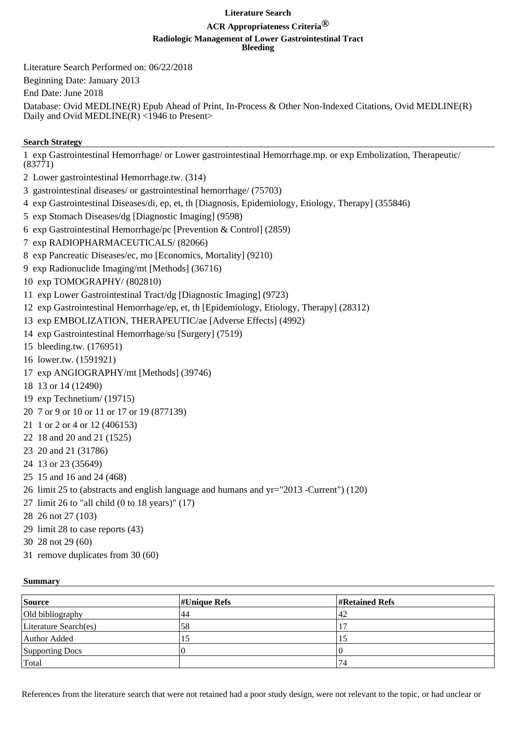# Literature Search

## ACR Appropriateness Criteria®

### Radiologic Management of Lower Gastrointestinal Tract Bleeding

Literature Search Performed on: 06/22/2018

Beginning Date: January 2013

End Date: June 2018

Database: Ovid MEDLINE(R) Epub Ahead of Print, In-Process & Other Non-Indexed Citations, Ovid MEDLINE(R) Daily and Ovid MEDLINE(R) <1946 to Present>

**Search Strategy**

1 exp Gastrointestinal Hemorrhage/ or Lower gastrointestinal Hemorrhage.mp. or exp Embolization, Therapeutic/ (83771)

2 Lower gastrointestinal Hemorrhage.tw. (314)

3 gastrointestinal diseases/ or gastrointestinal hemorrhage/ (75703)

4 exp Gastrointestinal Diseases/di, ep, et, th [Diagnosis, Epidemiology, Etiology, Therapy] (355846)

5 exp Stomach Diseases/dg [Diagnostic Imaging] (9598)

6 exp Gastrointestinal Hemorrhage/pc [Prevention & Control] (2859)

7 exp RADIOPHARMACEUTICALS/ (82066)

8 exp Pancreatic Diseases/ec, mo [Economics, Mortality] (9210)

9 exp Radionuclide Imaging/mt [Methods] (36716)

10 exp TOMOGRAPHY/ (802810)

11 exp Lower Gastrointestinal Tract/dg [Diagnostic Imaging] (9723)

12 exp Gastrointestinal Hemorrhage/ep, et, th [Epidemiology, Etiology, Therapy] (28312)

13 exp EMBOLIZATION, THERAPEUTIC/ae [Adverse Effects] (4992)

14 exp Gastrointestinal Hemorrhage/su [Surgery] (7519)

15 bleeding.tw. (176951)

16 lower.tw. (1591921)

17 exp ANGIOGRAPHY/mt [Methods] (39746)

18 13 or 14 (12490)

19 exp Technetium/ (19715)

20 7 or 9 or 10 or 11 or 17 or 19 (877139)

21 1 or 2 or 4 or 12 (406153)

22 18 and 20 and 21 (1525)

23 20 and 21 (31786)

24 13 or 23 (35649)

25 15 and 16 and 24 (468)

26 limit 25 to (abstracts and english language and humans and yr="2013 -Current") (120)

27 limit 26 to "all child (0 to 18 years)" (17)

28 26 not 27 (103)

29 limit 28 to case reports (43)

30 28 not 29 (60)

31 remove duplicates from 30 (60)

**Summary**

| Source | #Unique Refs | #Retained Refs |
|---|---|---|
| Old bibliography | 44 | 42 |
| Literature Search(es) | 58 | 17 |
| Author Added | 15 | 15 |
| Supporting Docs | 0 | 0 |
| Total | | 74 |

References from the literature search that were not retained had a poor study design, were not relevant to the topic, or had unclear or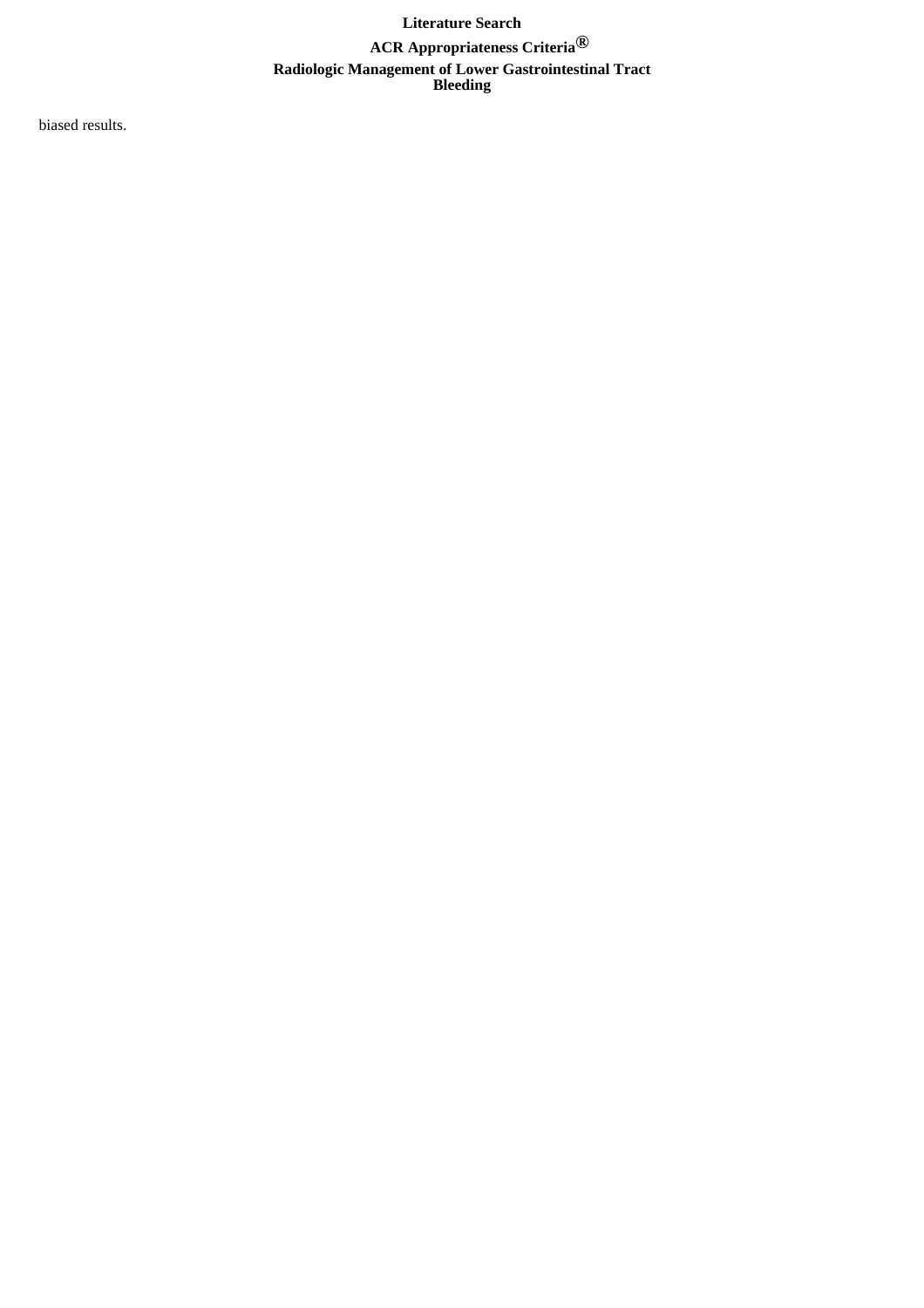biased results.